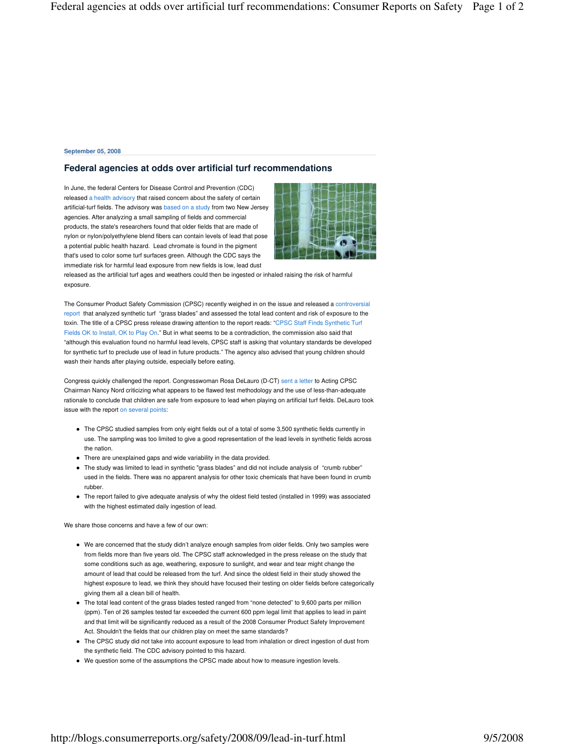September 05, 2008

## Federal agencies at odds over artificial turf recommendations

In June, the federal Centers for Disease Control and Prevention (CDC) released a health advisory that raised concern about the safety of certain artificial-turf fields. The advisory was based on a study from two New Jersey agencies. After analyzing a small sampling of fields and commercial products, the state's researchers found that older fields that are made of nylon or nylon/polyethylene blend fibers can contain levels of lead that pose a potential public health hazard. Lead chromate is found in the pigment that's used to color some turf surfaces green. Although the CDC says the immediate risk for harmful lead exposure from new fields is low, lead dust released as the artificial turf ages and weathers could then be ingested or inhaled raising the risk of harmful exposure.

The Consumer Product Safety Commission (CPSC) recently weighed in on the issue and released a controversial report that analyzed synthetic turf "grass blades" and assessed the total lead content and risk of exposure to the toxin. The title of a CPSC press release drawing attention to the report reads: "CPSC Staff Finds Synthetic Turf Fields OK to Install, OK to Play On." But in what seems to be a contradiction, the commission also said that "although this evaluation found no harmful lead levels, CPSC staff is asking that voluntary standards be developed for synthetic turf to preclude use of lead in future products." The agency also advised that young children should wash their hands after playing outside, especially before eating.

Congress quickly challenged the report. Congresswoman Rosa DeLauro (D-CT) sent a letter to Acting CPSC Chairman Nancy Nord criticizing what appears to be flawed test methodology and the use of less-than-adequate rationale to conclude that children are safe from exposure to lead when playing on artificial turf fields. DeLauro took issue with the report on several points:

- The CPSC studied samples from only eight fields out of a total of some 3,500 synthetic fields currently in use. The sampling was too limited to give a good representation of the lead levels in synthetic fields across the nation.
- There are unexplained gaps and wide variability in the data provided.
- The study was limited to lead in synthetic "grass blades" and did not include analysis of "crumb rubber" used in the fields. There was no apparent analysis for other toxic chemicals that have been found in crumb rubber.
- The report failed to give adequate analysis of why the oldest field tested (installed in 1999) was associated with the highest estimated daily ingestion of lead.

We share those concerns and have a few of our own:

- We are concerned that the study didn't analyze enough samples from older fields. Only two samples were from fields more than five years old. The CPSC staff acknowledged in the press release on the study that some conditions such as age, weathering, exposure to sunlight, and wear and tear might change the amount of lead that could be released from the turf. And since the oldest field in their study showed the highest exposure to lead, we think they should have focused their testing on older fields before categorically giving them all a clean bill of health.
- The total lead content of the grass blades tested ranged from "none detected" to 9,600 parts per million (ppm). Ten of 26 samples tested far exceeded the current 600 ppm legal limit that applies to lead in paint and that limit will be significantly reduced as a result of the 2008 Consumer Product Safety Improvement Act. Shouldn't the fields that our children play on meet the same standards?
- The CPSC study did not take into account exposure to lead from inhalation or direct ingestion of dust from the synthetic field. The CDC advisory pointed to this hazard.
- We question some of the assumptions the CPSC made about how to measure ingestion levels.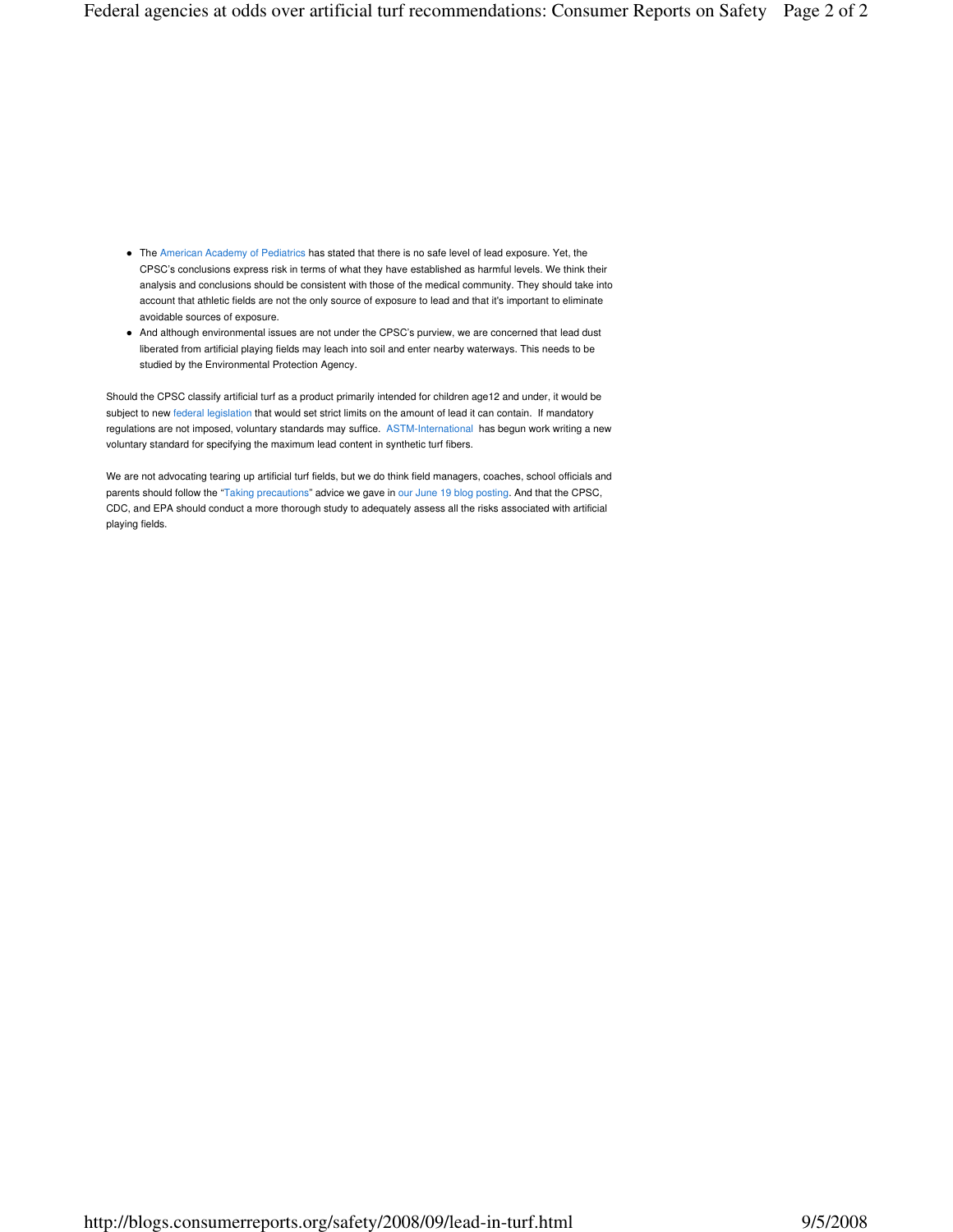- The American Academy of Pediatrics has stated that there is no safe level of lead exposure. Yet, the CPSC's conclusions express risk in terms of what they have established as harmful levels. We think their analysis and conclusions should be consistent with those of the medical community. They should take into account that athletic fields are not the only source of exposure to lead and that it's important to eliminate avoidable sources of exposure.
- And although environmental issues are not under the CPSC's purview, we are concerned that lead dust liberated from artificial playing fields may leach into soil and enter nearby waterways. This needs to be studied by the Environmental Protection Agency.

Should the CPSC classify artificial turf as a product primarily intended for children age12 and under, it would be subject to new federal legislation that would set strict limits on the amount of lead it can contain. If mandatory regulations are not imposed, voluntary standards may suffice. ASTM-International has begun work writing a new voluntary standard for specifying the maximum lead content in synthetic turf fibers.

We are not advocating tearing up artificial turf fields, but we do think field managers, coaches, school officials and parents should follow the "Taking precautions" advice we gave in our June 19 blog posting. And that the CPSC, CDC, and EPA should conduct a more thorough study to adequately assess all the risks associated with artificial playing fields.